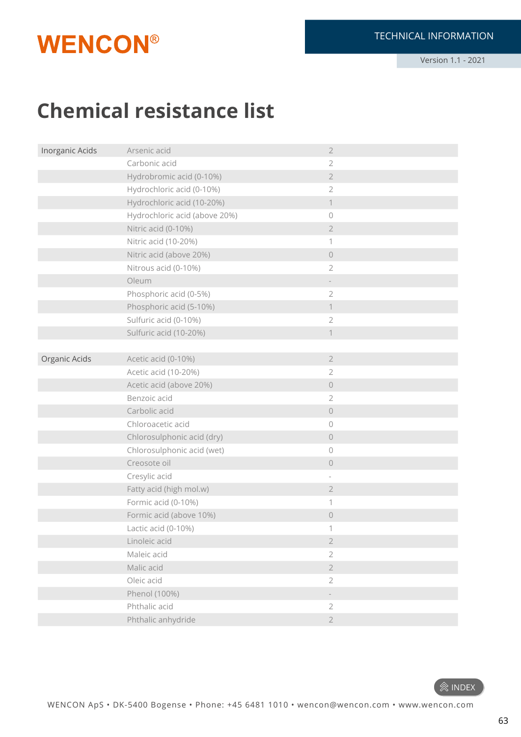# Chemical resistance list

| | | |
|---|---|---|
| Inorganic Acids | Arsenic acid | 2 |
| | Carbonic acid | 2 |
| | Hydrobromic acid (0-10%) | 2 |
| | Hydrochloric acid (0-10%) | 2 |
| | Hydrochloric acid (10-20%) | 1 |
| | Hydrochloric acid (above 20%) | 0 |
| | Nitric acid (0-10%) | 2 |
| | Nitric acid (10-20%) | 1 |
| | Nitric acid (above 20%) | 0 |
| | Nitrous acid (0-10%) | 2 |
| | Oleum | - |
| | Phosphoric acid (0-5%) | 2 |
| | Phosphoric acid (5-10%) | 1 |
| | Sulfuric acid (0-10%) | 2 |
| | Sulfuric acid (10-20%) | 1 |

| | | |
|---|---|---|
| Organic Acids | Acetic acid (0-10%) | 2 |
| | Acetic acid (10-20%) | 2 |
| | Acetic acid (above 20%) | 0 |
| | Benzoic acid | 2 |
| | Carbolic acid | 0 |
| | Chloroacetic acid | 0 |
| | Chlorosulphonic acid (dry) | 0 |
| | Chlorosulphonic acid (wet) | 0 |
| | Creosote oil | 0 |
| | Cresylic acid | - |
| | Fatty acid (high mol.w) | 2 |
| | Formic acid (0-10%) | 1 |
| | Formic acid (above 10%) | 0 |
| | Lactic acid (0-10%) | 1 |
| | Linoleic acid | 2 |
| | Maleic acid | 2 |
| | Malic acid | 2 |
| | Oleic acid | 2 |
| | Phenol (100%) | - |
| | Phthalic acid | 2 |
| | Phthalic anhydride | 2 |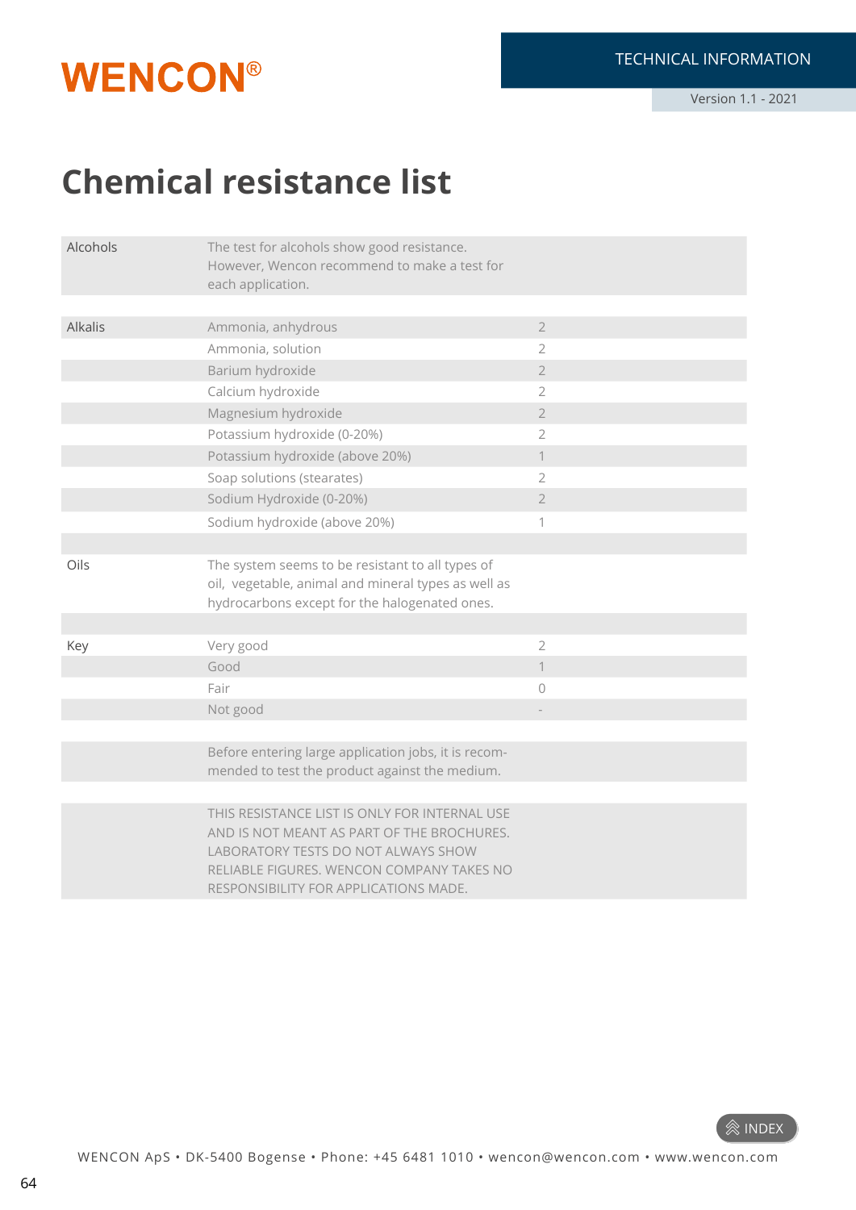# Chemical resistance list

| | | |
|---|---|---|
| Alcohols | The test for alcohols show good resistance. However, Wencon recommend to make a test for each application. | |
| | | |
| Alkalis | Ammonia, anhydrous | 2 |
| | Ammonia, solution | 2 |
| | Barium hydroxide | 2 |
| | Calcium hydroxide | 2 |
| | Magnesium hydroxide | 2 |
| | Potassium hydroxide (0-20%) | 2 |
| | Potassium hydroxide (above 20%) | 1 |
| | Soap solutions (stearates) | 2 |
| | Sodium Hydroxide (0-20%) | 2 |
| | Sodium hydroxide (above 20%) | 1 |
| | | |
| Oils | The system seems to be resistant to all types of oil, vegetable, animal and mineral types as well as hydrocarbons except for the halogenated ones. | |
| | | |
| Key | Very good | 2 |
| | Good | 1 |
| | Fair | 0 |
| | Not good | - |
| | | |
| | Before entering large application jobs, it is recommended to test the product against the medium. | |
| | | |
| | THIS RESISTANCE LIST IS ONLY FOR INTERNAL USE AND IS NOT MEANT AS PART OF THE BROCHURES. LABORATORY TESTS DO NOT ALWAYS SHOW RELIABLE FIGURES. WENCON COMPANY TAKES NO RESPONSIBILITY FOR APPLICATIONS MADE. | |